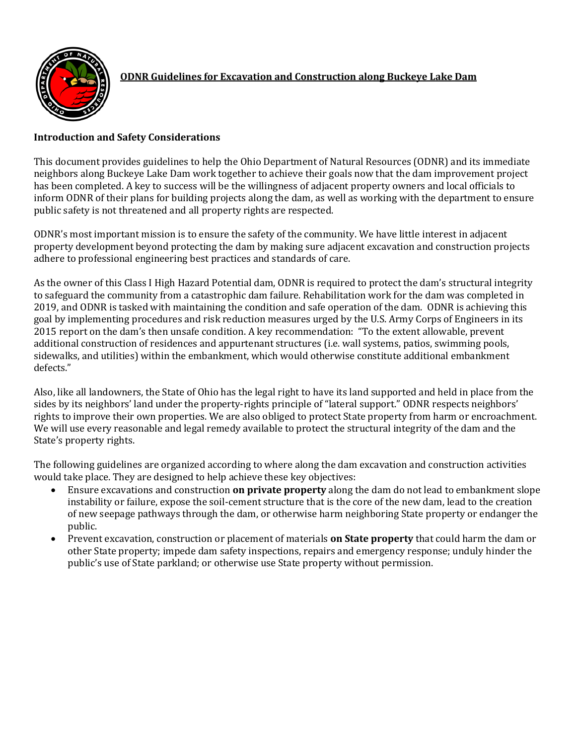# ODNR Guidelines for Excavation and Construction along Buckeye Lake Dam

## Introduction and Safety Considerations

This document provides guidelines to help the Ohio Department of Natural Resources (ODNR) and its immediate neighbors along Buckeye Lake Dam work together to achieve their goals now that the dam improvement project has been completed. A key to success will be the willingness of adjacent property owners and local officials to inform ODNR of their plans for building projects along the dam, as well as working with the department to ensure public safety is not threatened and all property rights are respected.

ODNR's most important mission is to ensure the safety of the community. We have little interest in adjacent property development beyond protecting the dam by making sure adjacent excavation and construction projects adhere to professional engineering best practices and standards of care.

As the owner of this Class I High Hazard Potential dam, ODNR is required to protect the dam's structural integrity to safeguard the community from a catastrophic dam failure. Rehabilitation work for the dam was completed in 2019, and ODNR is tasked with maintaining the condition and safe operation of the dam. ODNR is achieving this goal by implementing procedures and risk reduction measures urged by the U.S. Army Corps of Engineers in its 2015 report on the dam's then unsafe condition. A key recommendation: "To the extent allowable, prevent additional construction of residences and appurtenant structures (i.e. wall systems, patios, swimming pools, sidewalks, and utilities) within the embankment, which would otherwise constitute additional embankment defects."

Also, like all landowners, the State of Ohio has the legal right to have its land supported and held in place from the sides by its neighbors' land under the property-rights principle of "lateral support." ODNR respects neighbors' rights to improve their own properties. We are also obliged to protect State property from harm or encroachment. We will use every reasonable and legal remedy available to protect the structural integrity of the dam and the State's property rights.

The following guidelines are organized according to where along the dam excavation and construction activities would take place. They are designed to help achieve these key objectives:

- Ensure excavations and construction **on private property** along the dam do not lead to embankment slope instability or failure, expose the soil-cement structure that is the core of the new dam, lead to the creation of new seepage pathways through the dam, or otherwise harm neighboring State property or endanger the public.
- Prevent excavation, construction or placement of materials **on State property** that could harm the dam or other State property; impede dam safety inspections, repairs and emergency response; unduly hinder the public's use of State parkland; or otherwise use State property without permission.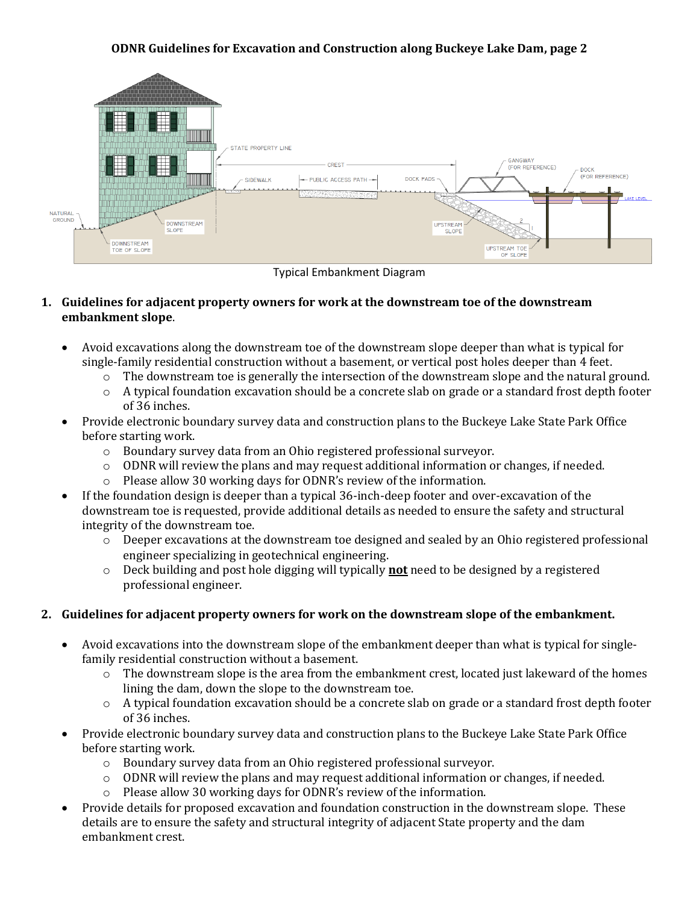**ODNR Guidelines for Excavation and Construction along Buckeye Lake Dam, page 2**

Typical Embankment Diagram

1. **Guidelines for adjacent property owners for work at the downstream toe of the downstream embankment slope**.

   - Avoid excavations along the downstream toe of the downstream slope deeper than what is typical for single-family residential construction without a basement, or vertical post holes deeper than 4 feet.
     - The downstream toe is generally the intersection of the downstream slope and the natural ground.
     - A typical foundation excavation should be a concrete slab on grade or a standard frost depth footer of 36 inches.
   - Provide electronic boundary survey data and construction plans to the Buckeye Lake State Park Office before starting work.
     - Boundary survey data from an Ohio registered professional surveyor.
     - ODNR will review the plans and may request additional information or changes, if needed.
     - Please allow 30 working days for ODNR's review of the information.
   - If the foundation design is deeper than a typical 36-inch-deep footer and over-excavation of the downstream toe is requested, provide additional details as needed to ensure the safety and structural integrity of the downstream toe.
     - Deeper excavations at the downstream toe designed and sealed by an Ohio registered professional engineer specializing in geotechnical engineering.
     - Deck building and post hole digging will typically **not** need to be designed by a registered professional engineer.

2. **Guidelines for adjacent property owners for work on the downstream slope of the embankment.**

   - Avoid excavations into the downstream slope of the embankment deeper than what is typical for single-family residential construction without a basement.
     - The downstream slope is the area from the embankment crest, located just lakeward of the homes lining the dam, down the slope to the downstream toe.
     - A typical foundation excavation should be a concrete slab on grade or a standard frost depth footer of 36 inches.
   - Provide electronic boundary survey data and construction plans to the Buckeye Lake State Park Office before starting work.
     - Boundary survey data from an Ohio registered professional surveyor.
     - ODNR will review the plans and may request additional information or changes, if needed.
     - Please allow 30 working days for ODNR's review of the information.
   - Provide details for proposed excavation and foundation construction in the downstream slope. These details are to ensure the safety and structural integrity of adjacent State property and the dam embankment crest.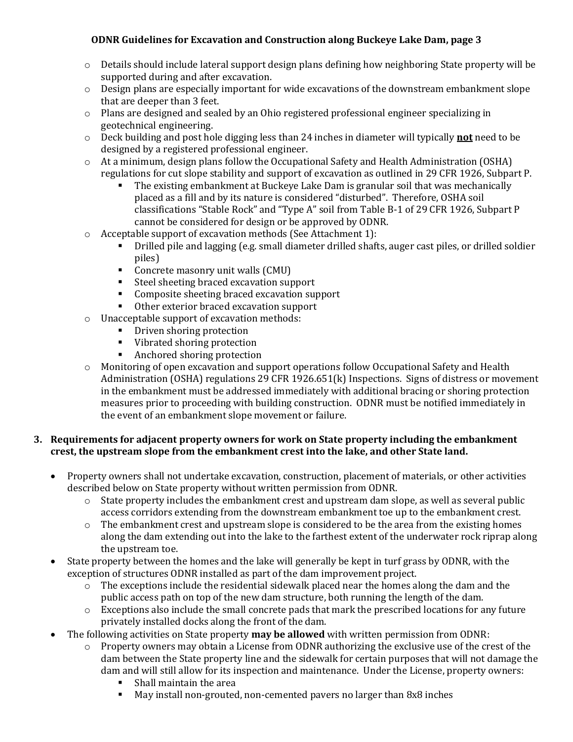- Details should include lateral support design plans defining how neighboring State property will be supported during and after excavation.
- Design plans are especially important for wide excavations of the downstream embankment slope that are deeper than 3 feet.
- Plans are designed and sealed by an Ohio registered professional engineer specializing in geotechnical engineering.
- Deck building and post hole digging less than 24 inches in diameter will typically <u>**not**</u> need to be designed by a registered professional engineer.
- At a minimum, design plans follow the Occupational Safety and Health Administration (OSHA) regulations for cut slope stability and support of excavation as outlined in 29 CFR 1926, Subpart P.
  - The existing embankment at Buckeye Lake Dam is granular soil that was mechanically placed as a fill and by its nature is considered "disturbed". Therefore, OSHA soil classifications "Stable Rock" and "Type A" soil from Table B-1 of 29 CFR 1926, Subpart P cannot be considered for design or be approved by ODNR.
- Acceptable support of excavation methods (See Attachment 1):
  - Drilled pile and lagging (e.g. small diameter drilled shafts, auger cast piles, or drilled soldier piles)
  - Concrete masonry unit walls (CMU)
  - Steel sheeting braced excavation support
  - Composite sheeting braced excavation support
  - Other exterior braced excavation support
- Unacceptable support of excavation methods:
  - Driven shoring protection
  - Vibrated shoring protection
  - Anchored shoring protection
- Monitoring of open excavation and support operations follow Occupational Safety and Health Administration (OSHA) regulations 29 CFR 1926.651(k) Inspections. Signs of distress or movement in the embankment must be addressed immediately with additional bracing or shoring protection measures prior to proceeding with building construction. ODNR must be notified immediately in the event of an embankment slope movement or failure.

**3. Requirements for adjacent property owners for work on State property including the embankment crest, the upstream slope from the embankment crest into the lake, and other State land.**

- Property owners shall not undertake excavation, construction, placement of materials, or other activities described below on State property without written permission from ODNR.
  - State property includes the embankment crest and upstream dam slope, as well as several public access corridors extending from the downstream embankment toe up to the embankment crest.
  - The embankment crest and upstream slope is considered to be the area from the existing homes along the dam extending out into the lake to the farthest extent of the underwater rock riprap along the upstream toe.
- State property between the homes and the lake will generally be kept in turf grass by ODNR, with the exception of structures ODNR installed as part of the dam improvement project.
  - The exceptions include the residential sidewalk placed near the homes along the dam and the public access path on top of the new dam structure, both running the length of the dam.
  - Exceptions also include the small concrete pads that mark the prescribed locations for any future privately installed docks along the front of the dam.
- The following activities on State property **may be allowed** with written permission from ODNR:
  - Property owners may obtain a License from ODNR authorizing the exclusive use of the crest of the dam between the State property line and the sidewalk for certain purposes that will not damage the dam and will still allow for its inspection and maintenance. Under the License, property owners:
    - Shall maintain the area
    - May install non-grouted, non-cemented pavers no larger than 8x8 inches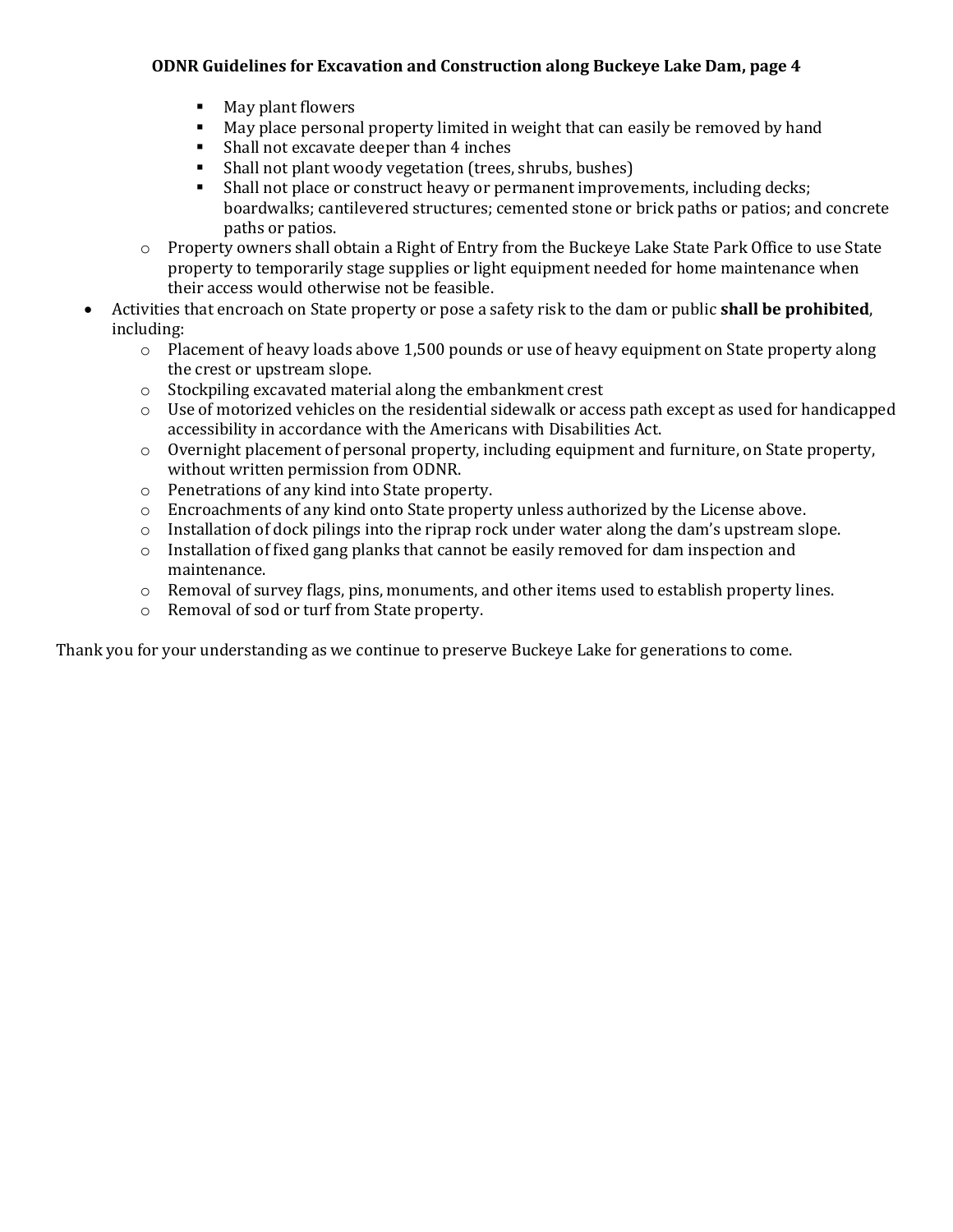- May plant flowers
        - May place personal property limited in weight that can easily be removed by hand
        - Shall not excavate deeper than 4 inches
        - Shall not plant woody vegetation (trees, shrubs, bushes)
        - Shall not place or construct heavy or permanent improvements, including decks; boardwalks; cantilevered structures; cemented stone or brick paths or patios; and concrete paths or patios.
    - Property owners shall obtain a Right of Entry from the Buckeye Lake State Park Office to use State property to temporarily stage supplies or light equipment needed for home maintenance when their access would otherwise not be feasible.
- Activities that encroach on State property or pose a safety risk to the dam or public **shall be prohibited**, including:
    - Placement of heavy loads above 1,500 pounds or use of heavy equipment on State property along the crest or upstream slope.
    - Stockpiling excavated material along the embankment crest
    - Use of motorized vehicles on the residential sidewalk or access path except as used for handicapped accessibility in accordance with the Americans with Disabilities Act.
    - Overnight placement of personal property, including equipment and furniture, on State property, without written permission from ODNR.
    - Penetrations of any kind into State property.
    - Encroachments of any kind onto State property unless authorized by the License above.
    - Installation of dock pilings into the riprap rock under water along the dam's upstream slope.
    - Installation of fixed gang planks that cannot be easily removed for dam inspection and maintenance.
    - Removal of survey flags, pins, monuments, and other items used to establish property lines.
    - Removal of sod or turf from State property.

Thank you for your understanding as we continue to preserve Buckeye Lake for generations to come.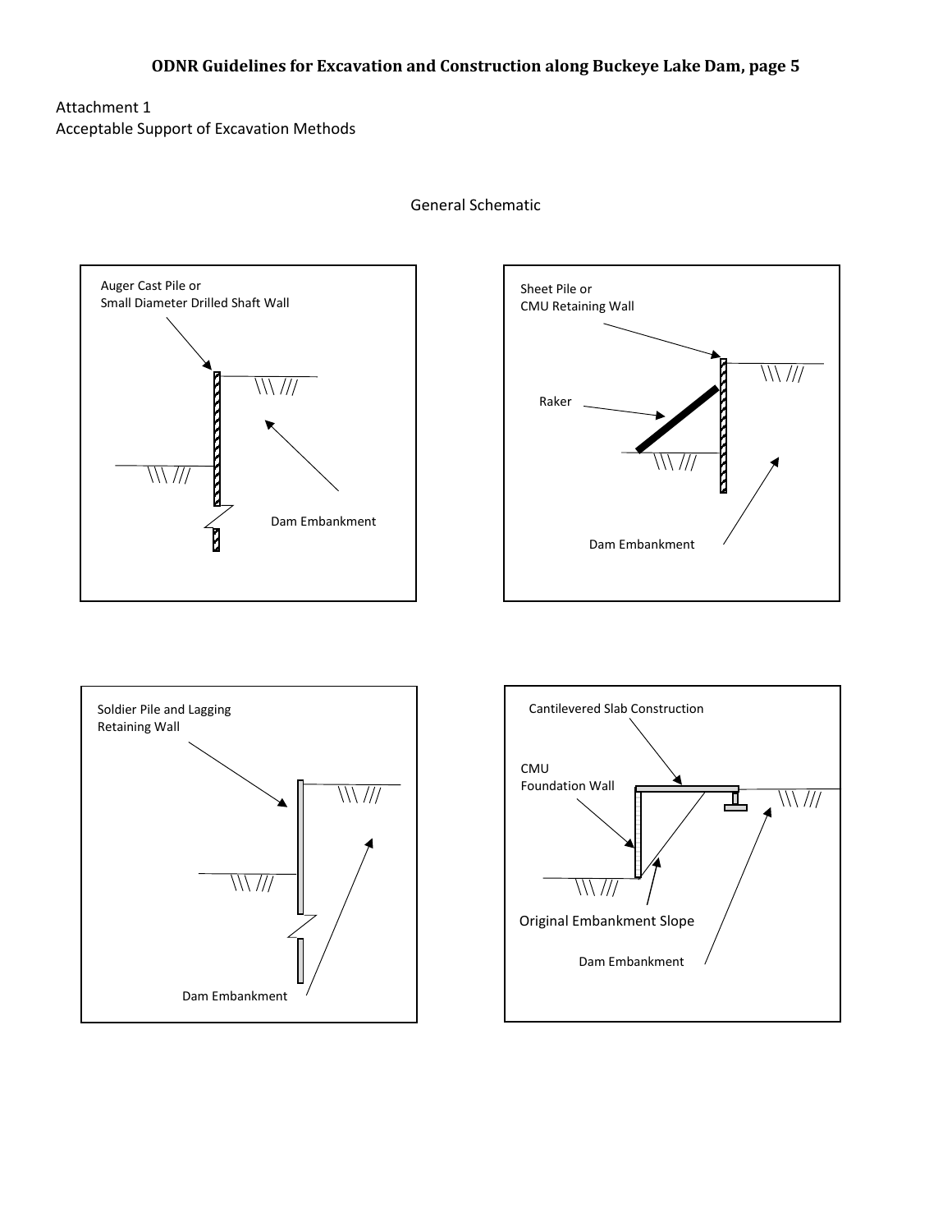Attachment 1

Acceptable Support of Excavation Methods

General Schematic

Auger Cast Pile or
Small Diameter Drilled Shaft Wall

Dam Embankment

Sheet Pile or
CMU Retaining Wall

Raker

Dam Embankment

Soldier Pile and Lagging
Retaining Wall

Dam Embankment

Cantilevered Slab Construction

CMU
Foundation Wall

Original Embankment Slope

Dam Embankment